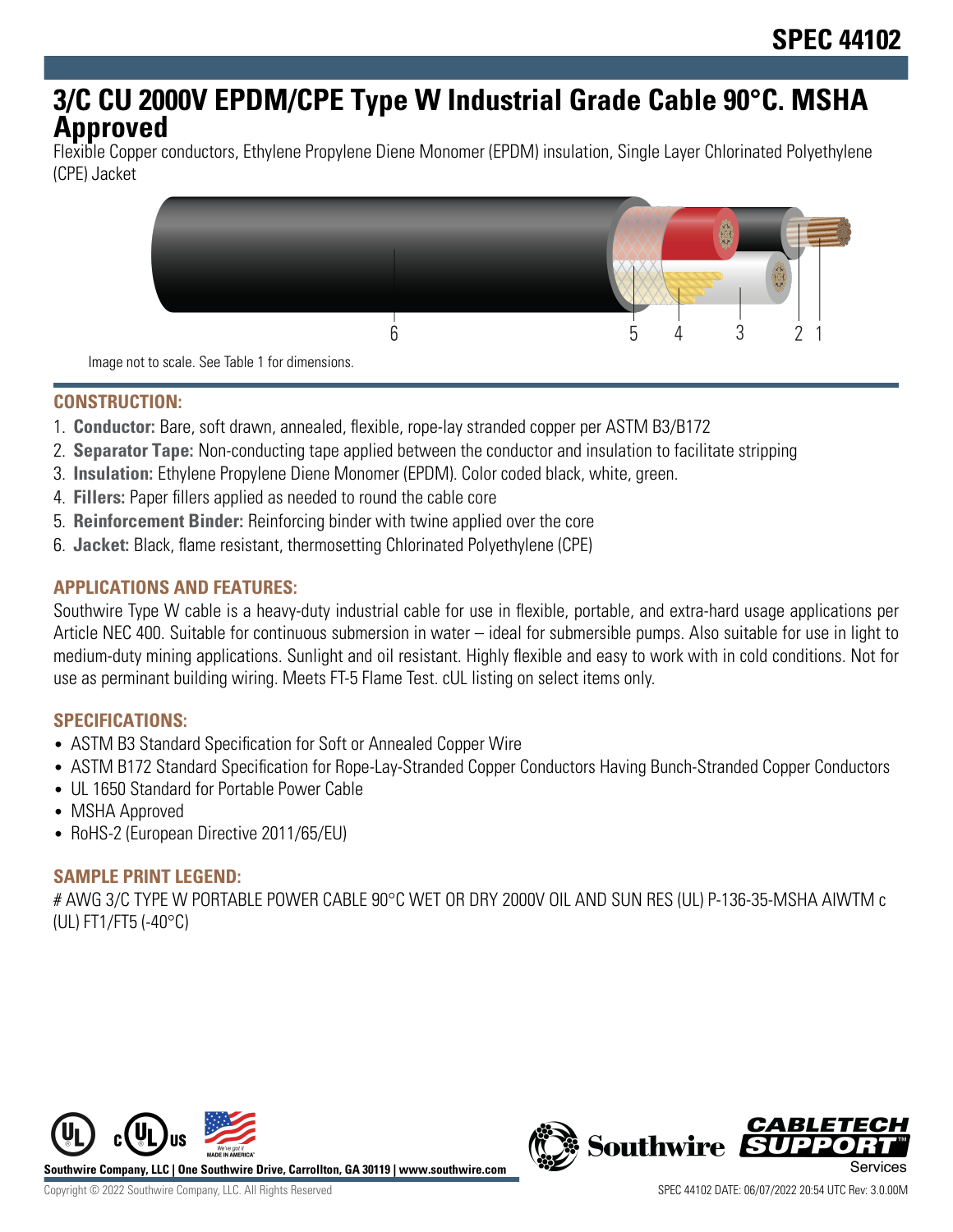# SPEC 44102

## 3/C CU 2000V EPDM/CPE Type W Industrial Grade Cable 90°C. MSHA Approved

Flexible Copper conductors, Ethylene Propylene Diene Monomer (EPDM) insulation, Single Layer Chlorinated Polyethylene (CPE) Jacket

Image not to scale. See Table 1 for dimensions.

### CONSTRUCTION:

1. **Conductor:** Bare, soft drawn, annealed, flexible, rope-lay stranded copper per ASTM B3/B172
2. **Separator Tape:** Non-conducting tape applied between the conductor and insulation to facilitate stripping
3. **Insulation:** Ethylene Propylene Diene Monomer (EPDM). Color coded black, white, green.
4. **Fillers:** Paper fillers applied as needed to round the cable core
5. **Reinforcement Binder:** Reinforcing binder with twine applied over the core
6. **Jacket:** Black, flame resistant, thermosetting Chlorinated Polyethylene (CPE)

### APPLICATIONS AND FEATURES:

Southwire Type W cable is a heavy-duty industrial cable for use in flexible, portable, and extra-hard usage applications per Article NEC 400. Suitable for continuous submersion in water – ideal for submersible pumps. Also suitable for use in light to medium-duty mining applications. Sunlight and oil resistant. Highly flexible and easy to work with in cold conditions. Not for use as perminant building wiring. Meets FT-5 Flame Test. cUL listing on select items only.

### SPECIFICATIONS:

- ASTM B3 Standard Specification for Soft or Annealed Copper Wire
- ASTM B172 Standard Specification for Rope-Lay-Stranded Copper Conductors Having Bunch-Stranded Copper Conductors
- UL 1650 Standard for Portable Power Cable
- MSHA Approved
- RoHS-2 (European Directive 2011/65/EU)

### SAMPLE PRINT LEGEND:

# AWG 3/C TYPE W PORTABLE POWER CABLE 90°C WET OR DRY 2000V OIL AND SUN RES (UL) P-136-35-MSHA AIWTM c (UL) FT1/FT5 (-40°C)

Southwire Company, LLC | One Southwire Drive, Carrollton, GA 30119 | www.southwire.com

Copyright © 2022 Southwire Company, LLC. All Rights Reserved

SPEC 44102 DATE: 06/07/2022 20:54 UTC Rev: 3.0.00M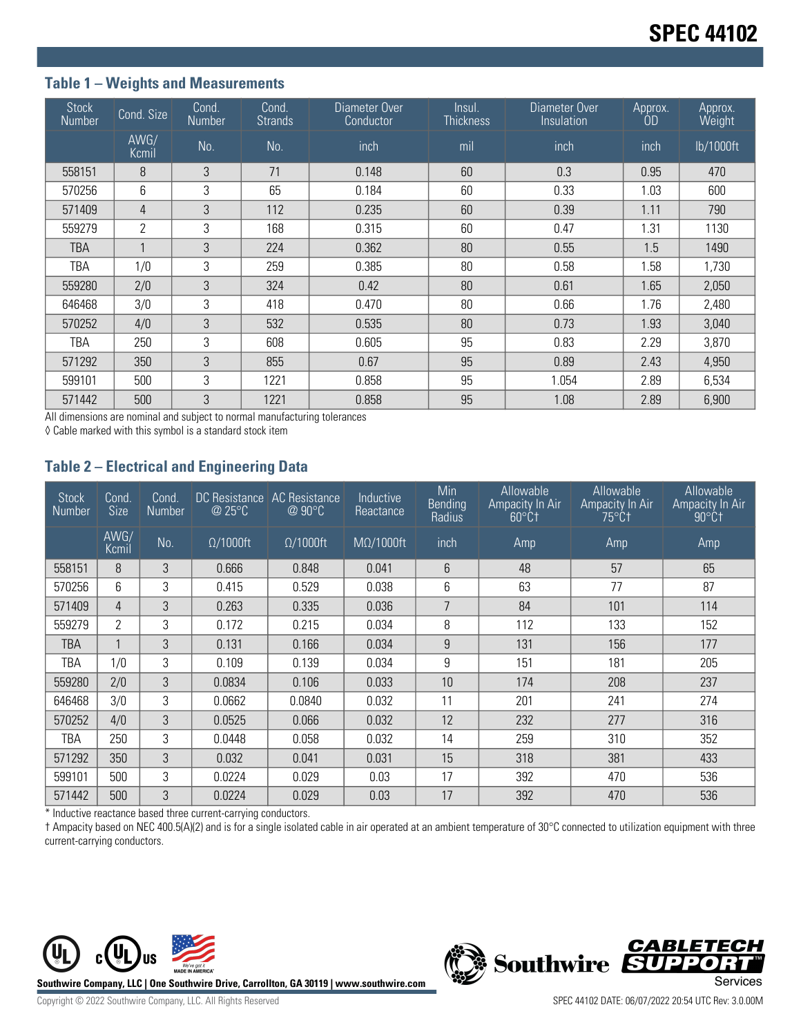## Table 1 – Weights and Measurements

| Stock Number | Cond. Size | Cond. Number | Cond. Strands | Diameter Over Conductor | Insul. Thickness | Diameter Over Insulation | Approx. OD | Approx. Weight |
|---|---|---|---|---|---|---|---|---|
| | AWG/ Kcmil | No. | No. | inch | mil | inch | inch | lb/1000ft |
| 558151 | 8 | 3 | 71 | 0.148 | 60 | 0.3 | 0.95 | 470 |
| 570256 | 6 | 3 | 65 | 0.184 | 60 | 0.33 | 1.03 | 600 |
| 571409 | 4 | 3 | 112 | 0.235 | 60 | 0.39 | 1.11 | 790 |
| 559279 | 2 | 3 | 168 | 0.315 | 60 | 0.47 | 1.31 | 1130 |
| TBA | 1 | 3 | 224 | 0.362 | 80 | 0.55 | 1.5 | 1490 |
| TBA | 1/0 | 3 | 259 | 0.385 | 80 | 0.58 | 1.58 | 1,730 |
| 559280 | 2/0 | 3 | 324 | 0.42 | 80 | 0.61 | 1.65 | 2,050 |
| 646468 | 3/0 | 3 | 418 | 0.470 | 80 | 0.66 | 1.76 | 2,480 |
| 570252 | 4/0 | 3 | 532 | 0.535 | 80 | 0.73 | 1.93 | 3,040 |
| TBA | 250 | 3 | 608 | 0.605 | 95 | 0.83 | 2.29 | 3,870 |
| 571292 | 350 | 3 | 855 | 0.67 | 95 | 0.89 | 2.43 | 4,950 |
| 599101 | 500 | 3 | 1221 | 0.858 | 95 | 1.054 | 2.89 | 6,534 |
| 571442 | 500 | 3 | 1221 | 0.858 | 95 | 1.08 | 2.89 | 6,900 |

All dimensions are nominal and subject to normal manufacturing tolerances

◊ Cable marked with this symbol is a standard stock item

## Table 2 – Electrical and Engineering Data

| Stock Number | Cond. Size | Cond. Number | DC Resistance @ 25°C | AC Resistance @ 90°C | Inductive Reactance | Min Bending Radius | Allowable Ampacity In Air 60°C† | Allowable Ampacity In Air 75°C† | Allowable Ampacity In Air 90°C† |
|---|---|---|---|---|---|---|---|---|---|
| | AWG/ Kcmil | No. | Ω/1000ft | Ω/1000ft | MΩ/1000ft | inch | Amp | Amp | Amp |
| 558151 | 8 | 3 | 0.666 | 0.848 | 0.041 | 6 | 48 | 57 | 65 |
| 570256 | 6 | 3 | 0.415 | 0.529 | 0.038 | 6 | 63 | 77 | 87 |
| 571409 | 4 | 3 | 0.263 | 0.335 | 0.036 | 7 | 84 | 101 | 114 |
| 559279 | 2 | 3 | 0.172 | 0.215 | 0.034 | 8 | 112 | 133 | 152 |
| TBA | 1 | 3 | 0.131 | 0.166 | 0.034 | 9 | 131 | 156 | 177 |
| TBA | 1/0 | 3 | 0.109 | 0.139 | 0.034 | 9 | 151 | 181 | 205 |
| 559280 | 2/0 | 3 | 0.0834 | 0.106 | 0.033 | 10 | 174 | 208 | 237 |
| 646468 | 3/0 | 3 | 0.0662 | 0.0840 | 0.032 | 11 | 201 | 241 | 274 |
| 570252 | 4/0 | 3 | 0.0525 | 0.066 | 0.032 | 12 | 232 | 277 | 316 |
| TBA | 250 | 3 | 0.0448 | 0.058 | 0.032 | 14 | 259 | 310 | 352 |
| 571292 | 350 | 3 | 0.032 | 0.041 | 0.031 | 15 | 318 | 381 | 433 |
| 599101 | 500 | 3 | 0.0224 | 0.029 | 0.03 | 17 | 392 | 470 | 536 |
| 571442 | 500 | 3 | 0.0224 | 0.029 | 0.03 | 17 | 392 | 470 | 536 |

* Inductive reactance based three current-carrying conductors.

† Ampacity based on NEC 400.5(A)(2) and is for a single isolated cable in air operated at an ambient temperature of 30°C connected to utilization equipment with three current-carrying conductors.

Southwire Company, LLC | One Southwire Drive, Carrollton, GA 30119 | www.southwire.com

Copyright © 2022 Southwire Company, LLC. All Rights Reserved

SPEC 44102 DATE: 06/07/2022 20:54 UTC Rev: 3.0.00M